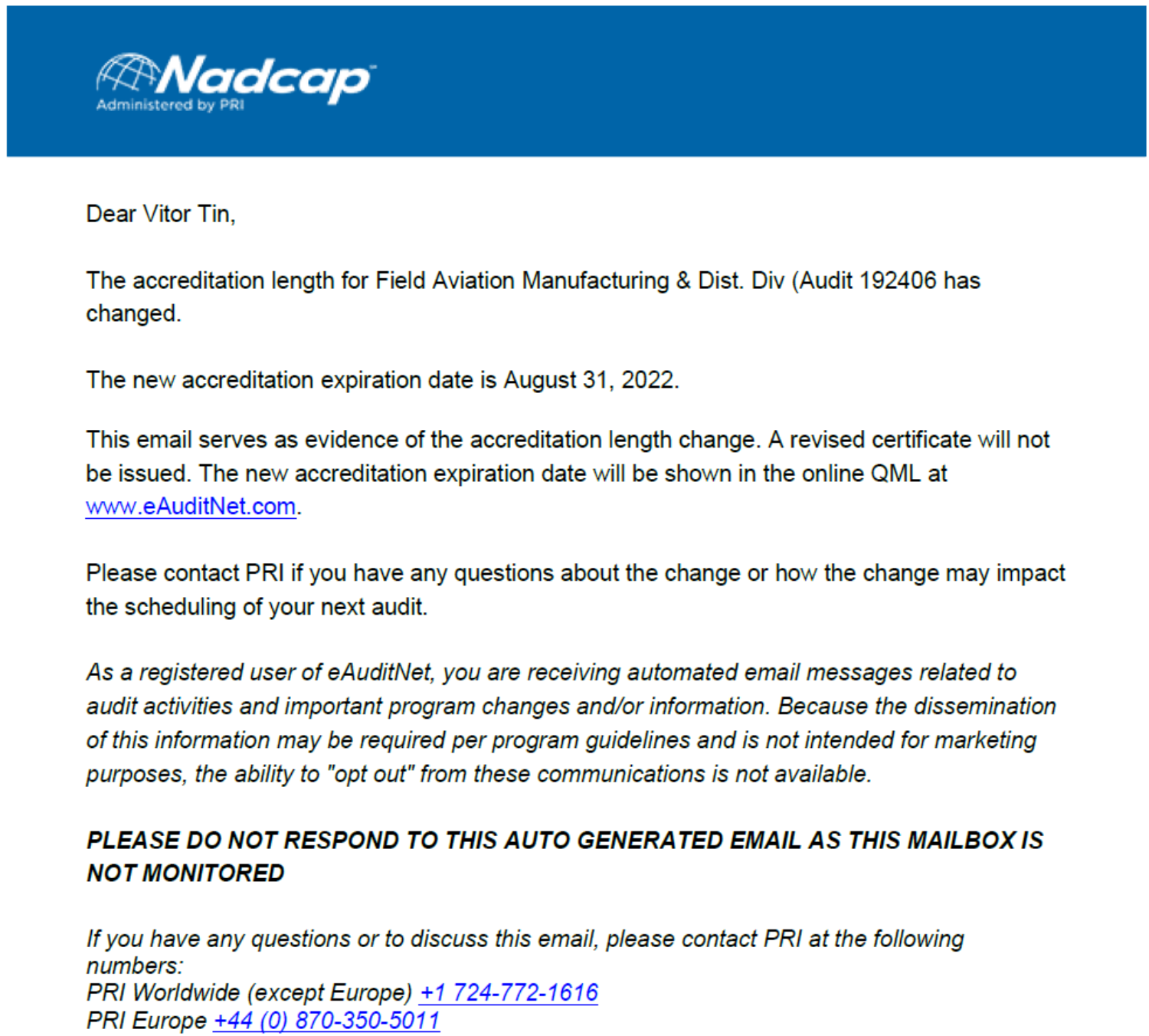**Nadcap**
Administered by PRI

Dear Vitor Tin,

The accreditation length for Field Aviation Manufacturing & Dist. Div (Audit 192406 has changed.

The new accreditation expiration date is August 31, 2022.

This email serves as evidence of the accreditation length change. A revised certificate will not be issued. The new accreditation expiration date will be shown in the online QML at www.eAuditNet.com.

Please contact PRI if you have any questions about the change or how the change may impact the scheduling of your next audit.

*As a registered user of eAuditNet, you are receiving automated email messages related to audit activities and important program changes and/or information. Because the dissemination of this information may be required per program guidelines and is not intended for marketing purposes, the ability to "opt out" from these communications is not available.*

***PLEASE DO NOT RESPOND TO THIS AUTO GENERATED EMAIL AS THIS MAILBOX IS NOT MONITORED***

*If you have any questions or to discuss this email, please contact PRI at the following numbers:*
*PRI Worldwide (except Europe) +1 724-772-1616*
*PRI Europe +44 (0) 870-350-5011*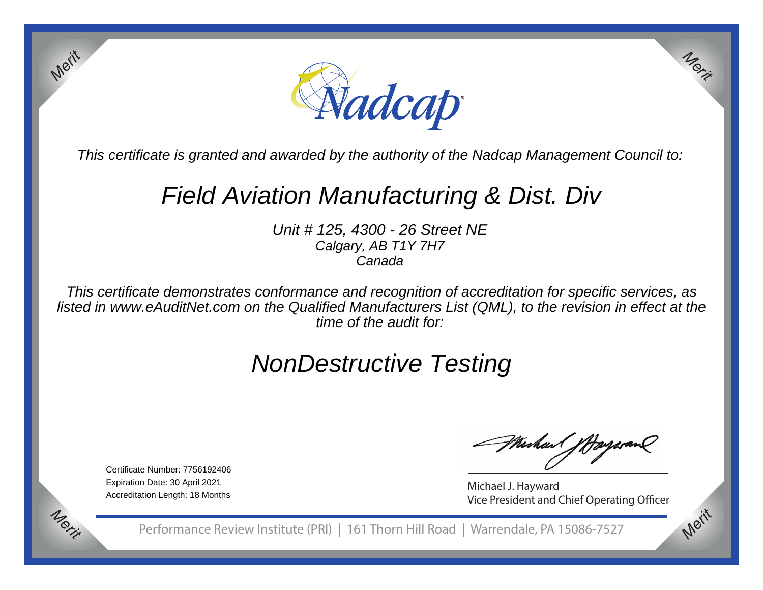Nadcap

*This certificate is granted and awarded by the authority of the Nadcap Management Council to:*

# *Field Aviation Manufacturing & Dist. Div*

*Unit # 125, 4300 - 26 Street NE*
*Calgary, AB T1Y 7H7*
*Canada*

*This certificate demonstrates conformance and recognition of accreditation for specific services, as listed in www.eAuditNet.com on the Qualified Manufacturers List (QML), to the revision in effect at the time of the audit for:*

# *NonDestructive Testing*

Certificate Number: 7756192406
Expiration Date: 30 April 2021
Accreditation Length: 18 Months

Michael J. Hayward
Vice President and Chief Operating Officer

Performance Review Institute (PRI) | 161 Thorn Hill Road | Warrendale, PA 15086-7527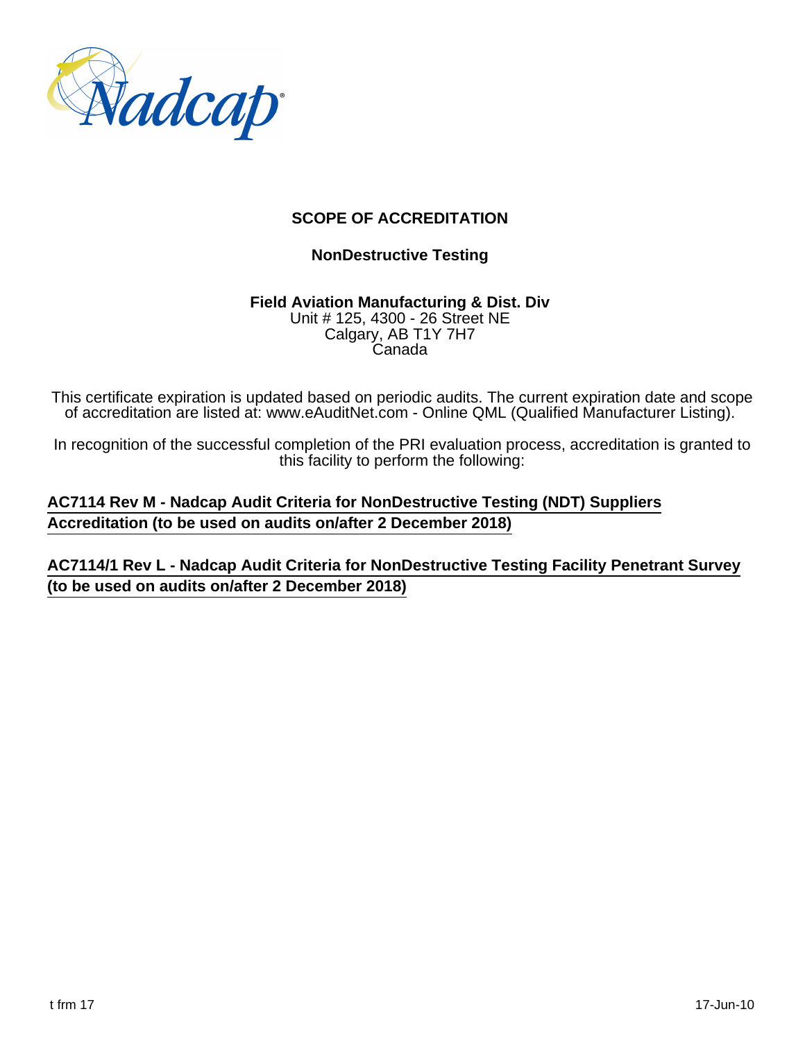## SCOPE OF ACCREDITATION

### NonDestructive Testing

**Field Aviation Manufacturing & Dist. Div**
Unit # 125, 4300 - 26 Street NE
Calgary, AB T1Y 7H7
Canada

This certificate expiration is updated based on periodic audits. The current expiration date and scope of accreditation are listed at: www.eAuditNet.com - Online QML (Qualified Manufacturer Listing).

In recognition of the successful completion of the PRI evaluation process, accreditation is granted to this facility to perform the following:

**AC7114 Rev M - Nadcap Audit Criteria for NonDestructive Testing (NDT) Suppliers Accreditation (to be used on audits on/after 2 December 2018)**

**AC7114/1 Rev L - Nadcap Audit Criteria for NonDestructive Testing Facility Penetrant Survey (to be used on audits on/after 2 December 2018)**

t frm 17 17-Jun-10